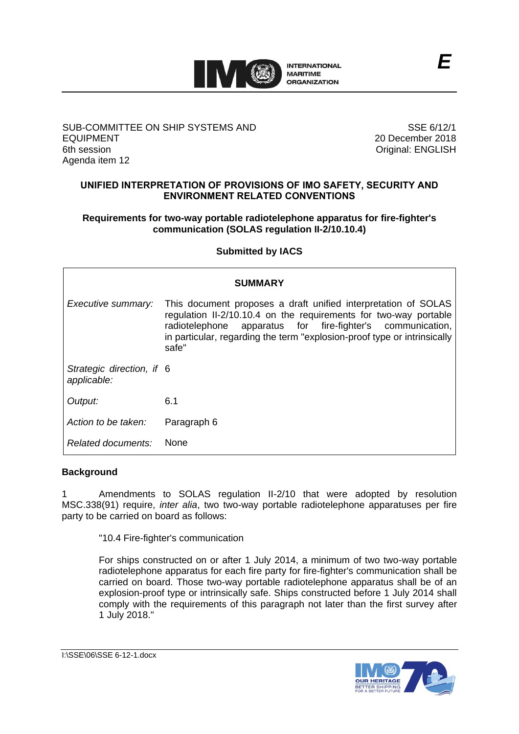E

SUB-COMMITTEE ON SHIP SYSTEMS AND EQUIPMENT
6th session
Agenda item 12

SSE 6/12/1
20 December 2018
Original: ENGLISH

## UNIFIED INTERPRETATION OF PROVISIONS OF IMO SAFETY, SECURITY AND ENVIRONMENT RELATED CONVENTIONS

### Requirements for two-way portable radiotelephone apparatus for fire-fighter's communication (SOLAS regulation II-2/10.10.4)

**Submitted by IACS**

| SUMMARY | |
|---|---|
| *Executive summary:* | This document proposes a draft unified interpretation of SOLAS regulation II-2/10.10.4 on the requirements for two-way portable radiotelephone apparatus for fire-fighter's communication, in particular, regarding the term "explosion-proof type or intrinsically safe" |
| *Strategic direction, if applicable:* | 6 |
| *Output:* | 6.1 |
| *Action to be taken:* | Paragraph 6 |
| *Related documents:* | None |

**Background**

1 Amendments to SOLAS regulation II-2/10 that were adopted by resolution MSC.338(91) require, *inter alia*, two two-way portable radiotelephone apparatuses per fire party to be carried on board as follows:

> "10.4 Fire-fighter's communication
>
> For ships constructed on or after 1 July 2014, a minimum of two two-way portable radiotelephone apparatus for each fire party for fire-fighter's communication shall be carried on board. Those two-way portable radiotelephone apparatus shall be of an explosion-proof type or intrinsically safe. Ships constructed before 1 July 2014 shall comply with the requirements of this paragraph not later than the first survey after 1 July 2018."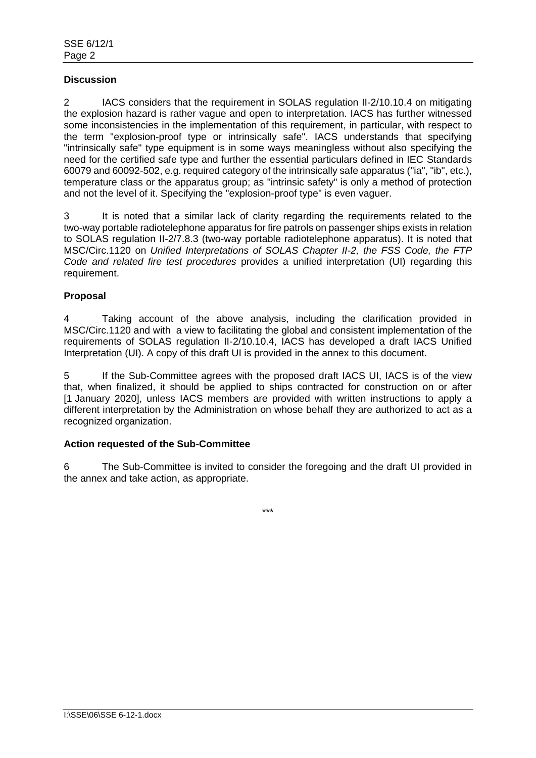**Discussion**

2 IACS considers that the requirement in SOLAS regulation II-2/10.10.4 on mitigating the explosion hazard is rather vague and open to interpretation. IACS has further witnessed some inconsistencies in the implementation of this requirement, in particular, with respect to the term "explosion-proof type or intrinsically safe". IACS understands that specifying "intrinsically safe" type equipment is in some ways meaningless without also specifying the need for the certified safe type and further the essential particulars defined in IEC Standards 60079 and 60092-502, e.g. required category of the intrinsically safe apparatus ("ia", "ib", etc.), temperature class or the apparatus group; as "intrinsic safety" is only a method of protection and not the level of it. Specifying the "explosion-proof type" is even vaguer.

3 It is noted that a similar lack of clarity regarding the requirements related to the two-way portable radiotelephone apparatus for fire patrols on passenger ships exists in relation to SOLAS regulation II-2/7.8.3 (two-way portable radiotelephone apparatus). It is noted that MSC/Circ.1120 on *Unified Interpretations of SOLAS Chapter II-2, the FSS Code, the FTP Code and related fire test procedures* provides a unified interpretation (UI) regarding this requirement.

**Proposal**

4 Taking account of the above analysis, including the clarification provided in MSC/Circ.1120 and with a view to facilitating the global and consistent implementation of the requirements of SOLAS regulation II-2/10.10.4, IACS has developed a draft IACS Unified Interpretation (UI). A copy of this draft UI is provided in the annex to this document.

5 If the Sub-Committee agrees with the proposed draft IACS UI, IACS is of the view that, when finalized, it should be applied to ships contracted for construction on or after [1 January 2020], unless IACS members are provided with written instructions to apply a different interpretation by the Administration on whose behalf they are authorized to act as a recognized organization.

**Action requested of the Sub-Committee**

6 The Sub-Committee is invited to consider the foregoing and the draft UI provided in the annex and take action, as appropriate.

***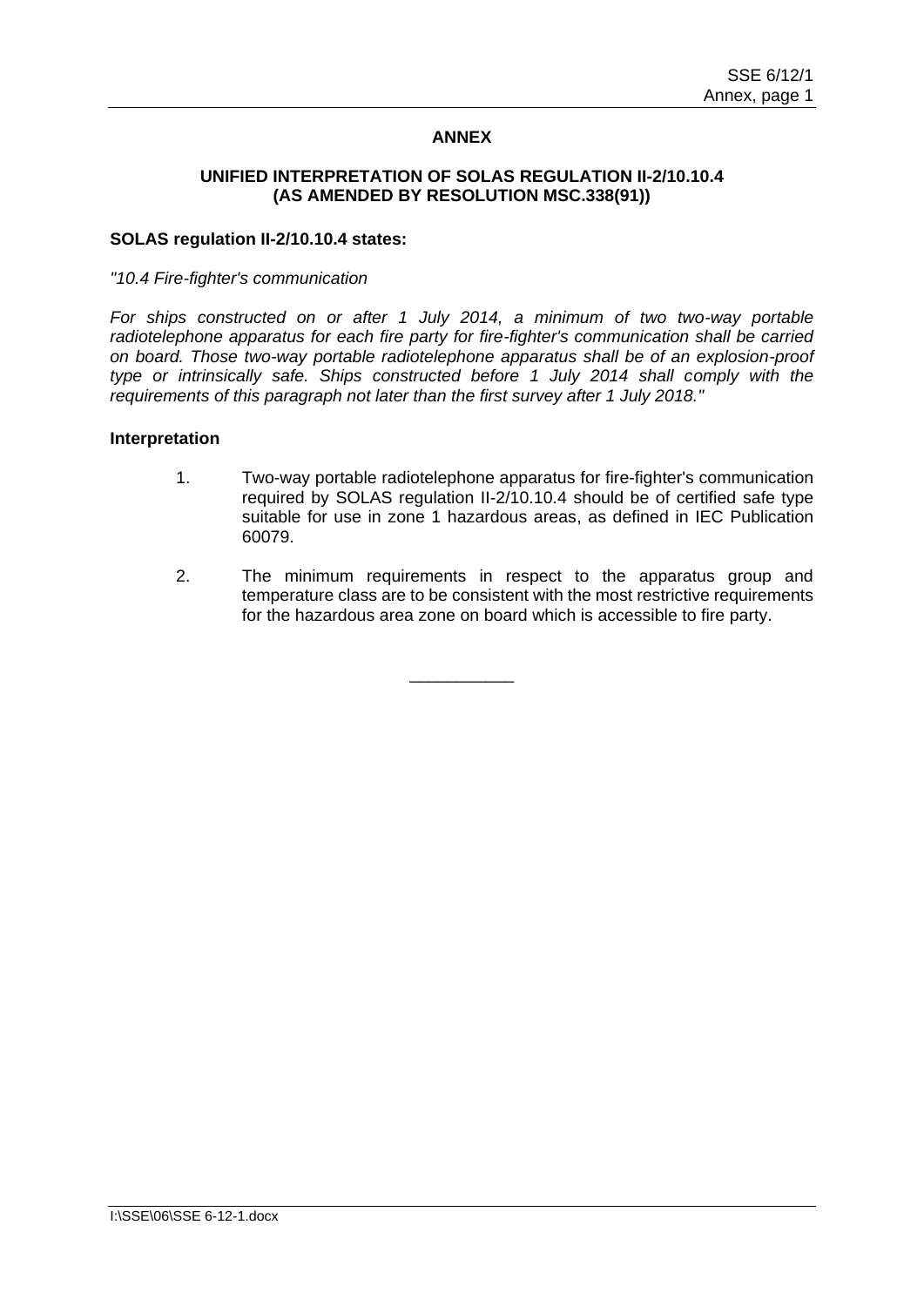## ANNEX

### UNIFIED INTERPRETATION OF SOLAS REGULATION II-2/10.10.4 (AS AMENDED BY RESOLUTION MSC.338(91))

**SOLAS regulation II-2/10.10.4 states:**

*"10.4 Fire-fighter's communication*

*For ships constructed on or after 1 July 2014, a minimum of two two-way portable radiotelephone apparatus for each fire party for fire-fighter's communication shall be carried on board. Those two-way portable radiotelephone apparatus shall be of an explosion-proof type or intrinsically safe. Ships constructed before 1 July 2014 shall comply with the requirements of this paragraph not later than the first survey after 1 July 2018."*

**Interpretation**

1. Two-way portable radiotelephone apparatus for fire-fighter's communication required by SOLAS regulation II-2/10.10.4 should be of certified safe type suitable for use in zone 1 hazardous areas, as defined in IEC Publication 60079.

2. The minimum requirements in respect to the apparatus group and temperature class are to be consistent with the most restrictive requirements for the hazardous area zone on board which is accessible to fire party.

___________